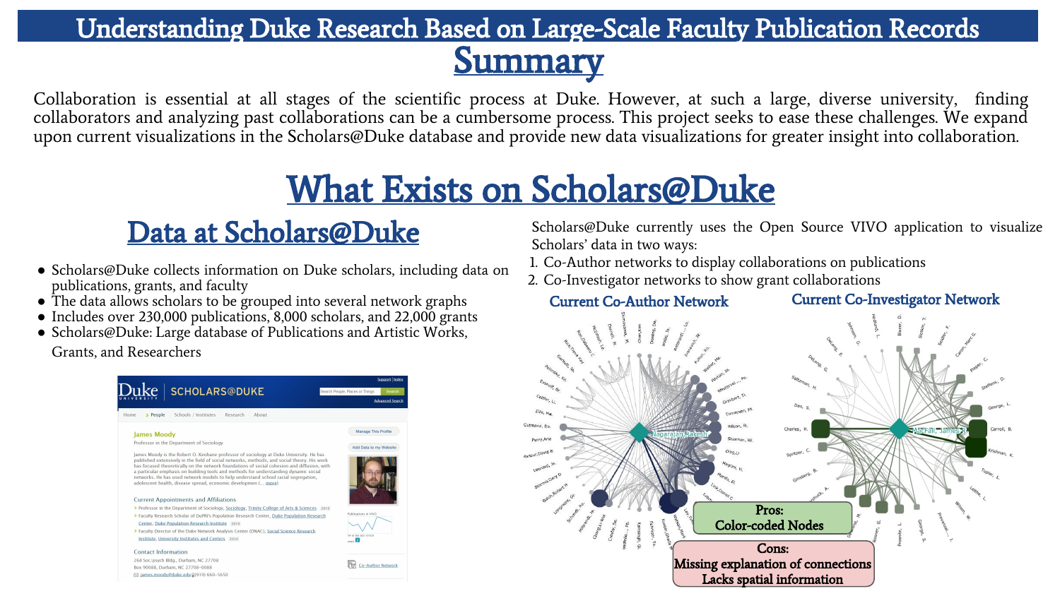# Understanding Duke Research Based on Large-Scale Faculty Publication Records

## Summary

Collaboration is essential at all stages of the scientific process at Duke. However, at such a large, diverse university, finding collaborators and analyzing past collaborations can be a cumbersome process. This project seeks to ease these challenges. We expand upon current visualizations in the Scholars@Duke database and provide new data visualizations for greater insight into collaboration.

## What Exists on Scholars@Duke

### Data at Scholars@Duke

- Scholars@Duke collects information on Duke scholars, including data on publications, grants, and faculty
- The data allows scholars to be grouped into several network graphs
- Includes over 230,000 publications, 8,000 scholars, and 22,000 grants
- Scholars@Duke: Large database of Publications and Artistic Works, Grants, and Researchers

Scholars@Duke currently uses the Open Source VIVO application to visualize Scholars' data in two ways:

1. Co-Author networks to display collaborations on publications
2. Co-Investigator networks to show grant collaborations

**Current Co-Author Network**

**Current Co-Investigator Network**

Pros:
Color-coded Nodes

Cons:
Missing explanation of connections
Lacks spatial information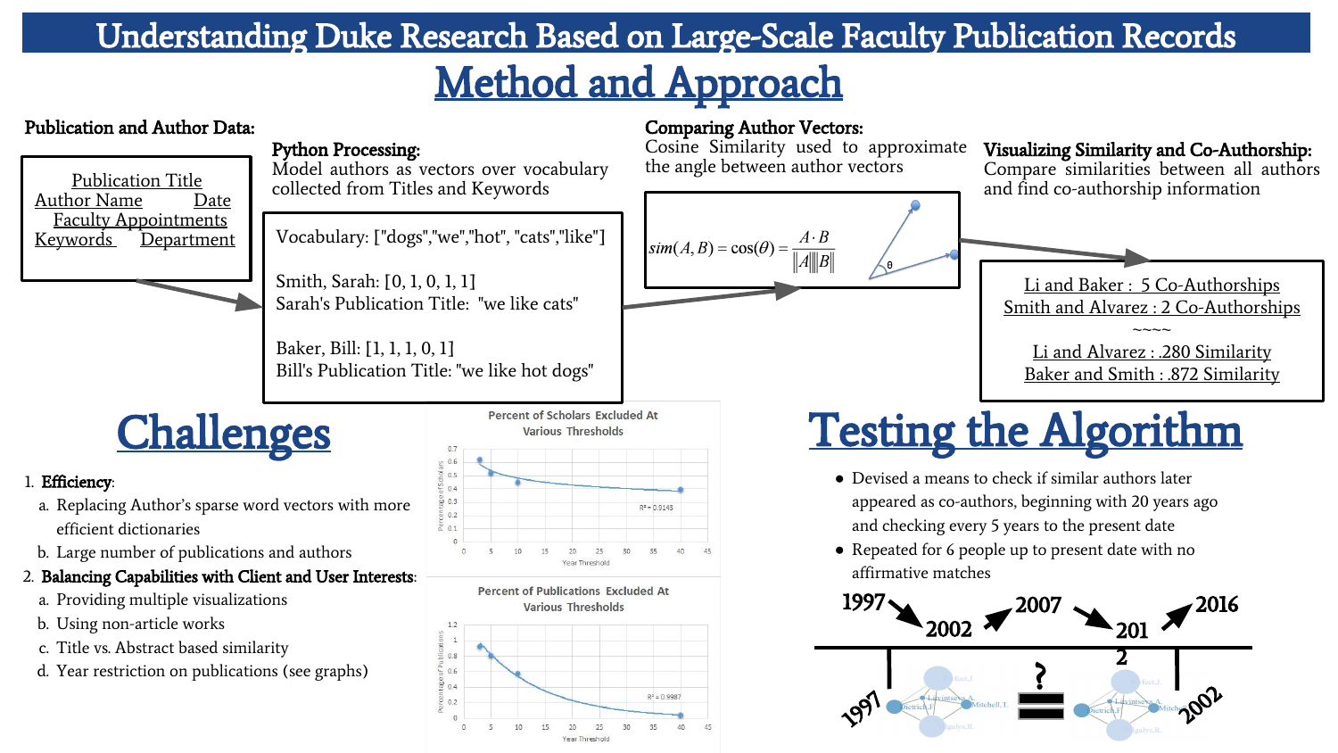# Understanding Duke Research Based on Large-Scale Faculty Publication Records

## Method and Approach

**Publication and Author Data:**

Publication Title
Author Name    Date
Faculty Appointments
Keywords    Department

**Python Processing:**
Model authors as vectors over vocabulary collected from Titles and Keywords

Vocabulary: ["dogs","we","hot", "cats","like"]

Smith, Sarah: [0, 1, 0, 1, 1]
Sarah's Publication Title: "we like cats"

Baker, Bill: [1, 1, 1, 0, 1]
Bill's Publication Title: "we like hot dogs"

**Comparing Author Vectors:**
Cosine Similarity used to approximate the angle between author vectors

$$sim(A,B) = \cos(\theta) = \frac{A \cdot B}{\|A\|\|B\|}$$

**Visualizing Similarity and Co-Authorship:**
Compare similarities between all authors and find co-authorship information

Li and Baker : 5 Co-Authorships
Smith and Alvarez : 2 Co-Authorships
~~~~
Li and Alvarez : .280 Similarity
Baker and Smith : .872 Similarity

## Challenges

1. **Efficiency**:
   a. Replacing Author's sparse word vectors with more efficient dictionaries
   b. Large number of publications and authors
2. **Balancing Capabilities with Client and User Interests**:
   a. Providing multiple visualizations
   b. Using non-article works
   c. Title vs. Abstract based similarity
   d. Year restriction on publications (see graphs)

Percent of Scholars Excluded At Various Thresholds ($R^2 = 0.9148$)

Percent of Publications Excluded At Various Thresholds ($R^2 = 0.9987$)

## Testing the Algorithm

- Devised a means to check if similar authors later appeared as co-authors, beginning with 20 years ago and checking every 5 years to the present date
- Repeated for 6 people up to present date with no affirmative matches

1997 → 2002 → 2007 → 2012 → 2016

1997 = 2002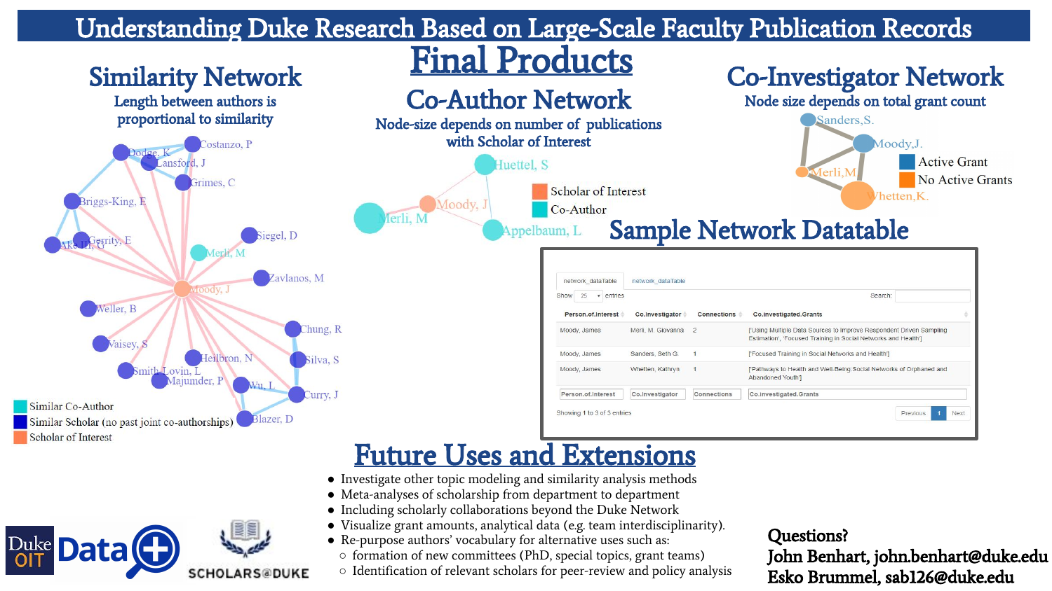# Understanding Duke Research Based on Large-Scale Faculty Publication Records

## Final Products

### Similarity Network

Length between authors is proportional to similarity

Dodge, K
Costanzo, P
Lansford, J
Grimes, C
Briggs-King, E
Gerrity, E
Aker, G
Siegel, D
Merli, M
Zavlanos, M
Moody, J
Weller, B
Chung, R
Vaisey, S
Heilbron, N
Silva, S
Smith-Lovin, L
Majumder, P
Wu, L
Curry, J
Blazer, D

Similar Co-Author
Similar Scholar (no past joint co-authorships)
Scholar of Interest

### Co-Author Network

Node-size depends on number of publications with Scholar of Interest

Huettel, S
Moody, J
Merli, M
Appelbaum, L

Scholar of Interest
Co-Author

### Co-Investigator Network

Node size depends on total grant count

Sanders, S.
Moody, J.
Merli, M
Whetten, K.

Active Grant
No Active Grants

### Sample Network Datatable

network_dataTable | network_dataTable

Show 25 entries | Search:

| Person.of.Interest | Co.Investigator | Connections | Co.Investigated.Grants |
|---|---|---|---|
| Moody, James | Merli, M. Giovanna | 2 | ['Using Multiple Data Sources to Improve Respondent Driven Sampling Estimation', 'Focused Training in Social Networks and Health'] |
| Moody, James | Sanders, Seth G. | 1 | ['Focused Training in Social Networks and Health'] |
| Moody, James | Whetten, Kathryn | 1 | ['Pathways to Health and Well-Being:Social Networks of Orphaned and Abandoned Youth'] |
| Person.of.Interest | Co.Investigator | Connections | Co.Investigated.Grants |

Showing 1 to 3 of 3 entries | Previous 1 Next

## Future Uses and Extensions

- Investigate other topic modeling and similarity analysis methods
- Meta-analyses of scholarship from department to department
- Including scholarly collaborations beyond the Duke Network
- Visualize grant amounts, analytical data (e.g. team interdisciplinarity).
- Re-purpose authors' vocabulary for alternative uses such as:
  - formation of new committees (PhD, special topics, grant teams)
  - Identification of relevant scholars for peer-review and policy analysis

Duke OIT | Data+ | SCHOLARS@DUKE

**Questions?**
**John Benhart, john.benhart@duke.edu**
**Esko Brummel, sab126@duke.edu**